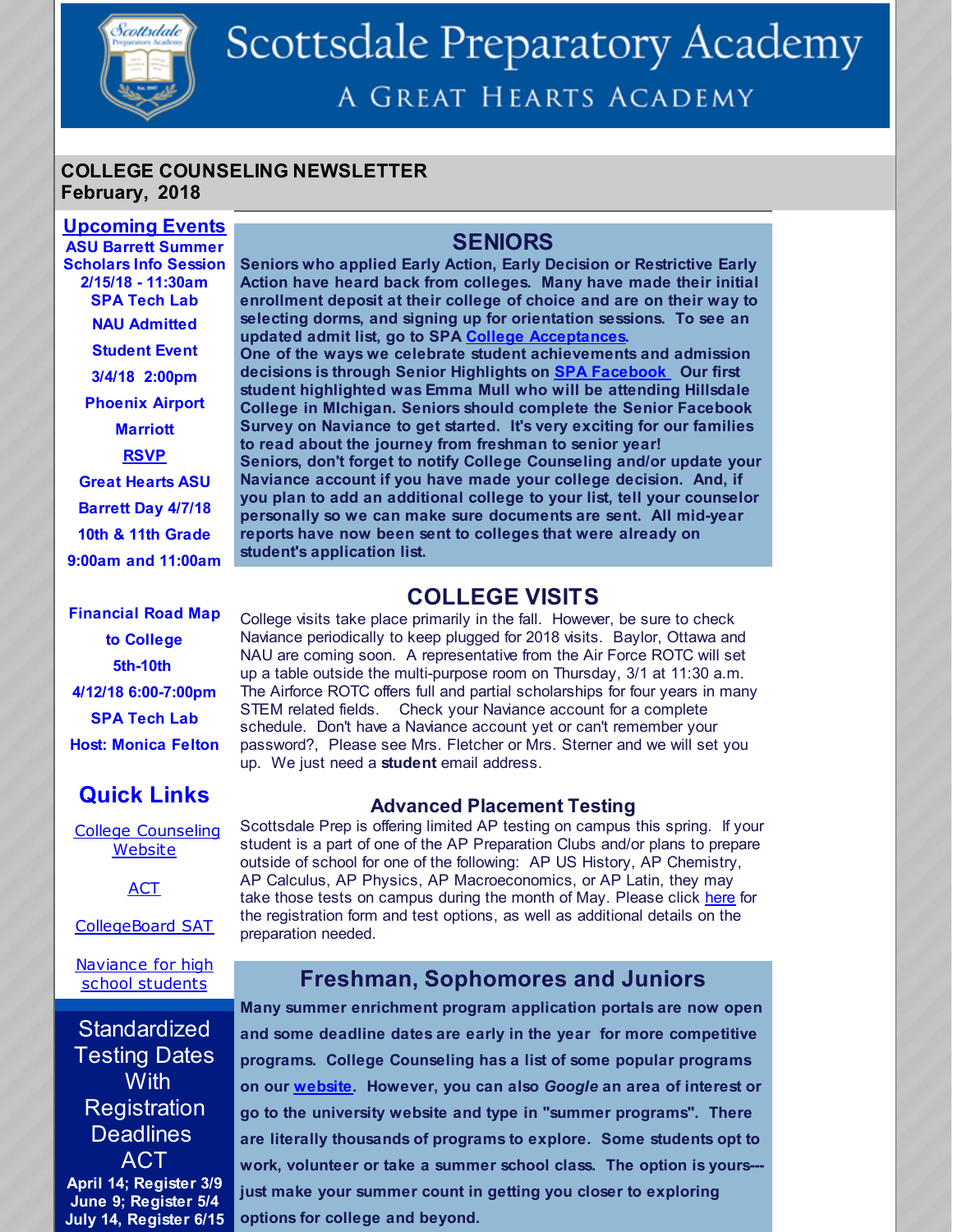# Scottsdale Preparatory Academy

## A Great Hearts Academy

**COLLEGE COUNSELING NEWSLETTER**
**February, 2018**

## Upcoming Events

**ASU Barrett Summer Scholars Info Session**
**2/15/18 - 11:30am**
**SPA Tech Lab**

**NAU Admitted Student Event**
**3/4/18 2:00pm**
**Phoenix Airport Marriott**
**RSVP**

**Great Hearts ASU Barrett Day 4/7/18**
**10th & 11th Grade**
**9:00am and 11:00am**

**Financial Road Map to College**
**5th-10th**
**4/12/18 6:00-7:00pm**
**SPA Tech Lab**
**Host: Monica Felton**

## Quick Links

College Counseling Website

ACT

CollegeBoard SAT

Naviance for high school students

## Standardized Testing Dates With Registration Deadlines

### ACT

**April 14; Register 3/9**
**June 9; Register 5/4**
**July 14, Register 6/15**

## SENIORS

**Seniors who applied Early Action, Early Decision or Restrictive Early Action have heard back from colleges. Many have made their initial enrollment deposit at their college of choice and are on their way to selecting dorms, and signing up for orientation sessions. To see an updated admit list, go to SPA College Acceptances.**
**One of the ways we celebrate student achievements and admission decisions is through Senior Highlights on SPA Facebook. Our first student highlighted was Emma Mull who will be attending Hillsdale College in MIchigan. Seniors should complete the Senior Facebook Survey on Naviance to get started. It's very exciting for our families to read about the journey from freshman to senior year!**
**Seniors, don't forget to notify College Counseling and/or update your Naviance account if you have made your college decision. And, if you plan to add an additional college to your list, tell your counselor personally so we can make sure documents are sent. All mid-year reports have now been sent to colleges that were already on student's application list.**

## COLLEGE VISITS

College visits take place primarily in the fall. However, be sure to check Naviance periodically to keep plugged for 2018 visits. Baylor, Ottawa and NAU are coming soon. A representative from the Air Force ROTC will set up a table outside the multi-purpose room on Thursday, 3/1 at 11:30 a.m. The Airforce ROTC offers full and partial scholarships for four years in many STEM related fields. Check your Naviance account for a complete schedule. Don't have a Naviance account yet or can't remember your password?, Please see Mrs. Fletcher or Mrs. Sterner and we will set you up. We just need a **student** email address.

### Advanced Placement Testing

Scottsdale Prep is offering limited AP testing on campus this spring. If your student is a part of one of the AP Preparation Clubs and/or plans to prepare outside of school for one of the following: AP US History, AP Chemistry, AP Calculus, AP Physics, AP Macroeconomics, or AP Latin, they may take those tests on campus during the month of May. Please click here for the registration form and test options, as well as additional details on the preparation needed.

## Freshman, Sophomores and Juniors

**Many summer enrichment program application portals are now open and some deadline dates are early in the year for more competitive programs. College Counseling has a list of some popular programs on our website. However, you can also *Google* an area of interest or go to the university website and type in "summer programs". There are literally thousands of programs to explore. Some students opt to work, volunteer or take a summer school class. The option is yours--- just make your summer count in getting you closer to exploring options for college and beyond.**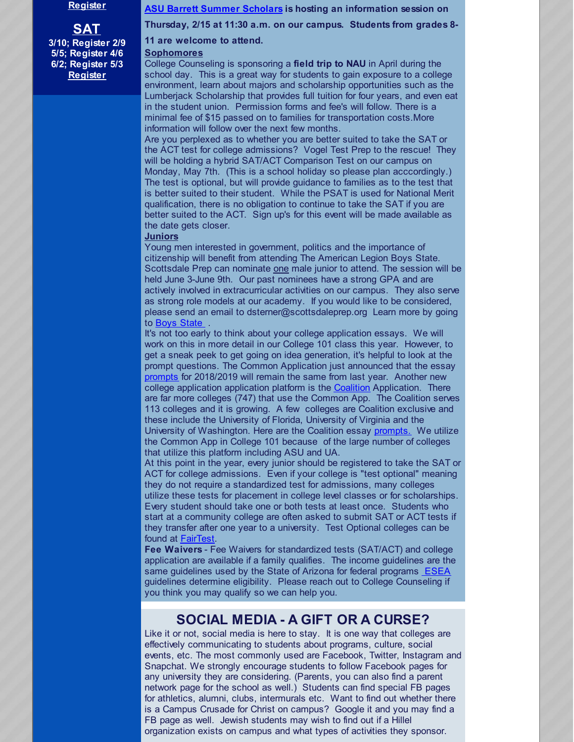**Register**

## SAT

3/10; Register 2/9
5/5; Register 4/6
6/2; Register 5/3
**Register**

**ASU Barrett Summer Scholars is hosting an information session on Thursday, 2/15 at 11:30 a.m. on our campus. Students from grades 8-11 are welcome to attend.**

**Sophomores**

College Counseling is sponsoring a **field trip to NAU** in April during the school day. This is a great way for students to gain exposure to a college environment, learn about majors and scholarship opportunities such as the Lumberjack Scholarship that provides full tuition for four years, and even eat in the student union. Permission forms and fee's will follow. There is a minimal fee of $15 passed on to families for transportation costs.More information will follow over the next few months.

Are you perplexed as to whether you are better suited to take the SAT or the ACT test for college admissions? Vogel Test Prep to the rescue! They will be holding a hybrid SAT/ACT Comparison Test on our campus on Monday, May 7th. (This is a school holiday so please plan acccordingly.) The test is optional, but will provide guidance to families as to the test that is better suited to their student. While the PSAT is used for National Merit qualification, there is no obligation to continue to take the SAT if you are better suited to the ACT. Sign up's for this event will be made available as the date gets closer.

**Juniors**

Young men interested in government, politics and the importance of citizenship will benefit from attending The American Legion Boys State. Scottsdale Prep can nominate one male junior to attend. The session will be held June 3-June 9th. Our past nominees have a strong GPA and are actively involved in extracurricular activities on our campus. They also serve as strong role models at our academy. If you would like to be considered, please send an email to dsterner@scottsdaleprep.org Learn more by going to Boys State .

It's not too early to think about your college application essays. We will work on this in more detail in our College 101 class this year. However, to get a sneak peek to get going on idea generation, it's helpful to look at the prompt questions. The Common Application just announced that the essay prompts for 2018/2019 will remain the same from last year. Another new college application application platform is the Coalition Application. There are far more colleges (747) that use the Common App. The Coalition serves 113 colleges and it is growing. A few colleges are Coalition exclusive and these include the University of Florida, University of Virginia and the University of Washington. Here are the Coalition essay prompts. We utilize the Common App in College 101 because of the large number of colleges that utilize this platform including ASU and UA.

At this point in the year, every junior should be registered to take the SAT or ACT for college admissions. Even if your college is "test optional" meaning they do not require a standardized test for admissions, many colleges utilize these tests for placement in college level classes or for scholarships. Every student should take one or both tests at least once. Students who start at a community college are often asked to submit SAT or ACT tests if they transfer after one year to a university. Test Optional colleges can be found at FairTest.

**Fee Waivers** - Fee Waivers for standardized tests (SAT/ACT) and college application are available if a family qualifies. The income guidelines are the same guidelines used by the State of Arizona for federal programs ESEA guidelines determine eligibility. Please reach out to College Counseling if you think you may qualify so we can help you.

## SOCIAL MEDIA - A GIFT OR A CURSE?

Like it or not, social media is here to stay. It is one way that colleges are effectively communicating to students about programs, culture, social events, etc. The most commonly used are Facebook, Twitter, Instagram and Snapchat. We strongly encourage students to follow Facebook pages for any university they are considering. (Parents, you can also find a parent network page for the school as well.) Students can find special FB pages for athletics, alumni, clubs, intermurals etc. Want to find out whether there is a Campus Crusade for Christ on campus? Google it and you may find a FB page as well. Jewish students may wish to find out if a Hillel organization exists on campus and what types of activities they sponsor.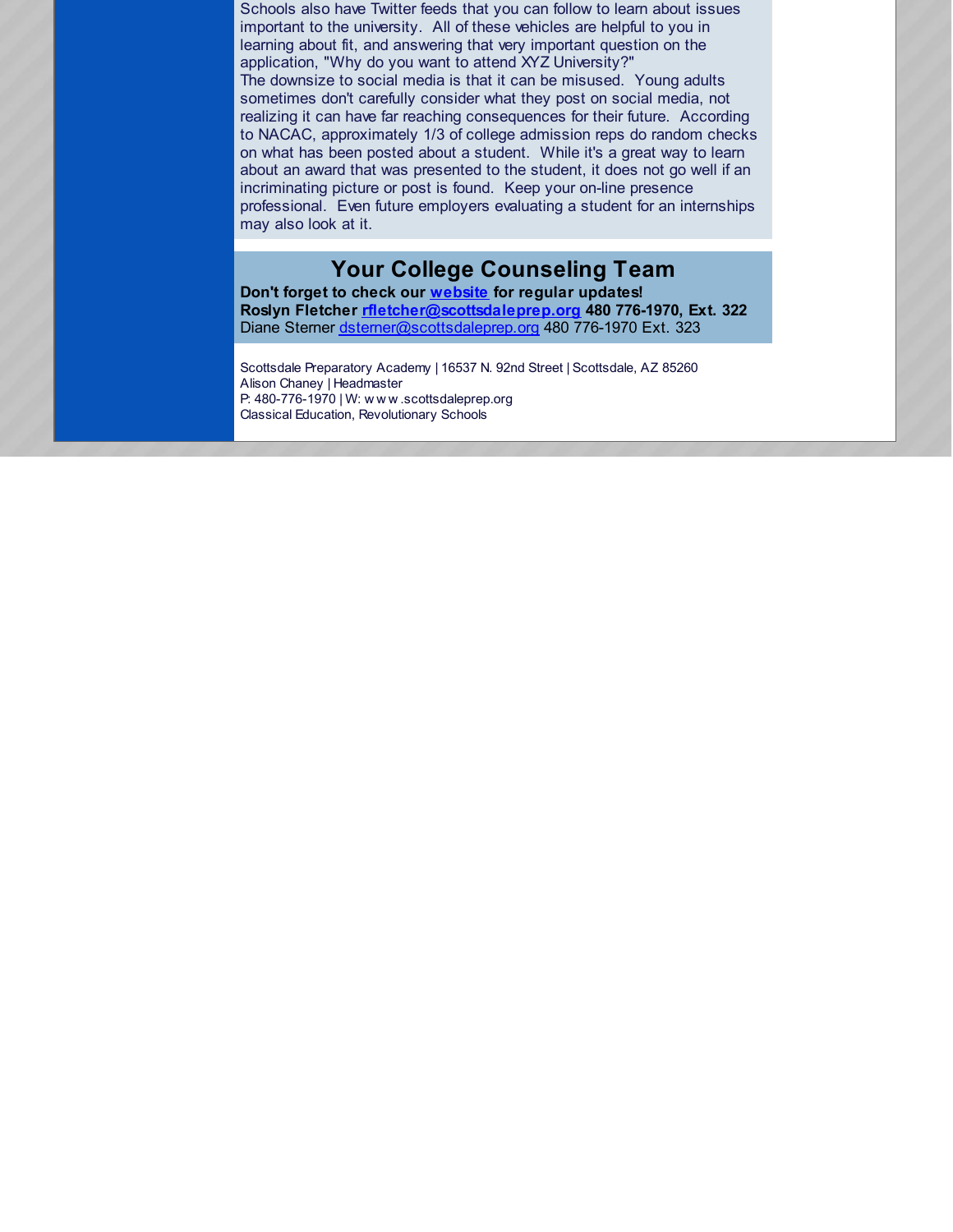Schools also have Twitter feeds that you can follow to learn about issues important to the university. All of these vehicles are helpful to you in learning about fit, and answering that very important question on the application, "Why do you want to attend XYZ University?"

The downsize to social media is that it can be misused. Young adults sometimes don't carefully consider what they post on social media, not realizing it can have far reaching consequences for their future. According to NACAC, approximately 1/3 of college admission reps do random checks on what has been posted about a student. While it's a great way to learn about an award that was presented to the student, it does not go well if an incriminating picture or post is found. Keep your on-line presence professional. Even future employers evaluating a student for an internships may also look at it.

## Your College Counseling Team

**Don't forget to check our website for regular updates!**

**Roslyn Fletcher rfletcher@scottsdaleprep.org 480 776-1970, Ext. 322**

Diane Sterner dsterner@scottsdaleprep.org 480 776-1970 Ext. 323

Scottsdale Preparatory Academy | 16537 N. 92nd Street | Scottsdale, AZ 85260
Alison Chaney | Headmaster
P: 480-776-1970 | W: w w w .scottsdaleprep.org
Classical Education, Revolutionary Schools